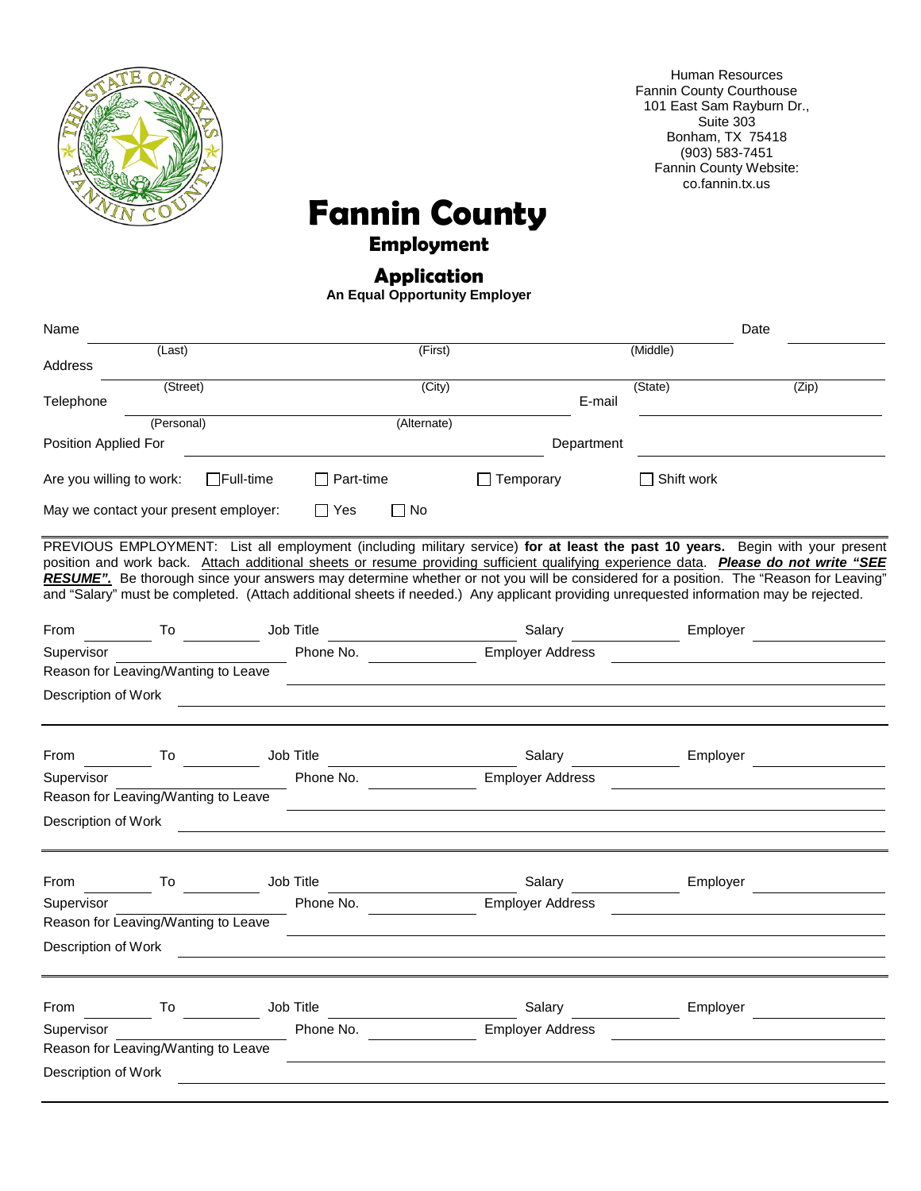Human Resources
Fannin County Courthouse
101 East Sam Rayburn Dr.,
Suite 303
Bonham, TX 75418
(903) 583-7451
Fannin County Website:
co.fannin.tx.us

# Fannin County

## Employment

## Application

**An Equal Opportunity Employer**

Name ______________________________________________________________ Date ____________

(Last) (First) (Middle)

Address ____________________________________________________________________________

(Street) (City) (State) (Zip)

Telephone ______________________________________ E-mail ______________________________

(Personal) (Alternate)

Position Applied For ______________________________ Department ______________________________

Are you willing to work: ☐ Full-time ☐ Part-time ☐ Temporary ☐ Shift work

May we contact your present employer: ☐ Yes ☐ No

---

PREVIOUS EMPLOYMENT: List all employment (including military service) **for at least the past 10 years.** Begin with your present position and work back. Attach additional sheets or resume providing sufficient qualifying experience data. ***Please do not write "SEE RESUME".*** Be thorough since your answers may determine whether or not you will be considered for a position. The "Reason for Leaving" and "Salary" must be completed. (Attach additional sheets if needed.) Any applicant providing unrequested information may be rejected.

From ________ To ________ Job Title ____________________ Salary ____________ Employer ____________

Supervisor ____________________ Phone No. ____________ Employer Address ______________________________

Reason for Leaving/Wanting to Leave ______________________________________________________________

Description of Work ______________________________________________________________________________

---

From ________ To ________ Job Title ____________________ Salary ____________ Employer ____________

Supervisor ____________________ Phone No. ____________ Employer Address ______________________________

Reason for Leaving/Wanting to Leave ______________________________________________________________

Description of Work ______________________________________________________________________________

---

From ________ To ________ Job Title ____________________ Salary ____________ Employer ____________

Supervisor ____________________ Phone No. ____________ Employer Address ______________________________

Reason for Leaving/Wanting to Leave ______________________________________________________________

Description of Work ______________________________________________________________________________

---

From ________ To ________ Job Title ____________________ Salary ____________ Employer ____________

Supervisor ____________________ Phone No. ____________ Employer Address ______________________________

Reason for Leaving/Wanting to Leave ______________________________________________________________

Description of Work ______________________________________________________________________________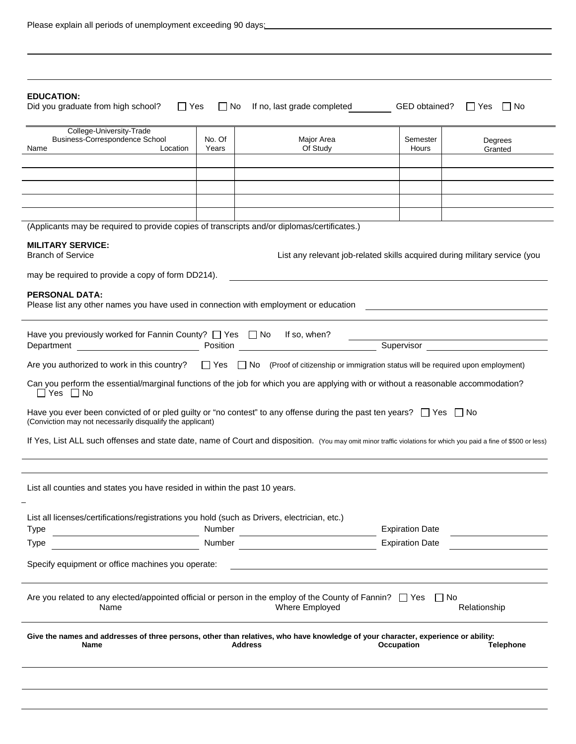Please explain all periods of unemployment exceeding 90 days: ______________________________________________

______________________________________________

______________________________________________

**EDUCATION:**

Did you graduate from high school? ☐ Yes ☐ No If no, last grade completed ________ GED obtained? ☐ Yes ☐ No

| College-University-Trade Business-Correspondence School Name Location | No. Of Years | Major Area Of Study | Semester Hours | Degrees Granted |
|---|---|---|---|---|
| | | | | |
| | | | | |
| | | | | |
| | | | | |
| | | | | |

(Applicants may be required to provide copies of transcripts and/or diplomas/certificates.)

**MILITARY SERVICE:**

Branch of Service List any relevant job-related skills acquired during military service (you may be required to provide a copy of form DD214). ______________________________________________

**PERSONAL DATA:**

Please list any other names you have used in connection with employment or education ______________________________________________

______________________________________________

Have you previously worked for Fannin County? ☐ Yes ☐ No If so, when? ______________________

Department ______________________ Position ______________________ Supervisor ______________________

Are you authorized to work in this country? ☐ Yes ☐ No (Proof of citizenship or immigration status will be required upon employment)

Can you perform the essential/marginal functions of the job for which you are applying with or without a reasonable accommodation?
☐ Yes ☐ No

Have you ever been convicted of or pled guilty or "no contest" to any offense during the past ten years? ☐ Yes ☐ No
(Conviction may not necessarily disqualify the applicant)

If Yes, List ALL such offenses and state date, name of Court and disposition. (You may omit minor traffic violations for which you paid a fine of $500 or less)

______________________________________________

______________________________________________

List all counties and states you have resided in within the past 10 years.

______________________________________________

List all licenses/certifications/registrations you hold (such as Drivers, electrician, etc.)

Type ______________________ Number ______________________ Expiration Date ______________________

Type ______________________ Number ______________________ Expiration Date ______________________

Specify equipment or office machines you operate: ______________________________________________

______________________________________________

Are you related to any elected/appointed official or person in the employ of the County of Fannin? ☐ Yes ☐ No

| Name | Where Employed | Relationship |
|---|---|---|
| | | |

**Give the names and addresses of three persons, other than relatives, who have knowledge of your character, experience or ability:**

| Name | Address | Occupation | Telephone |
|---|---|---|---|
| | | | |
| | | | |
| | | | |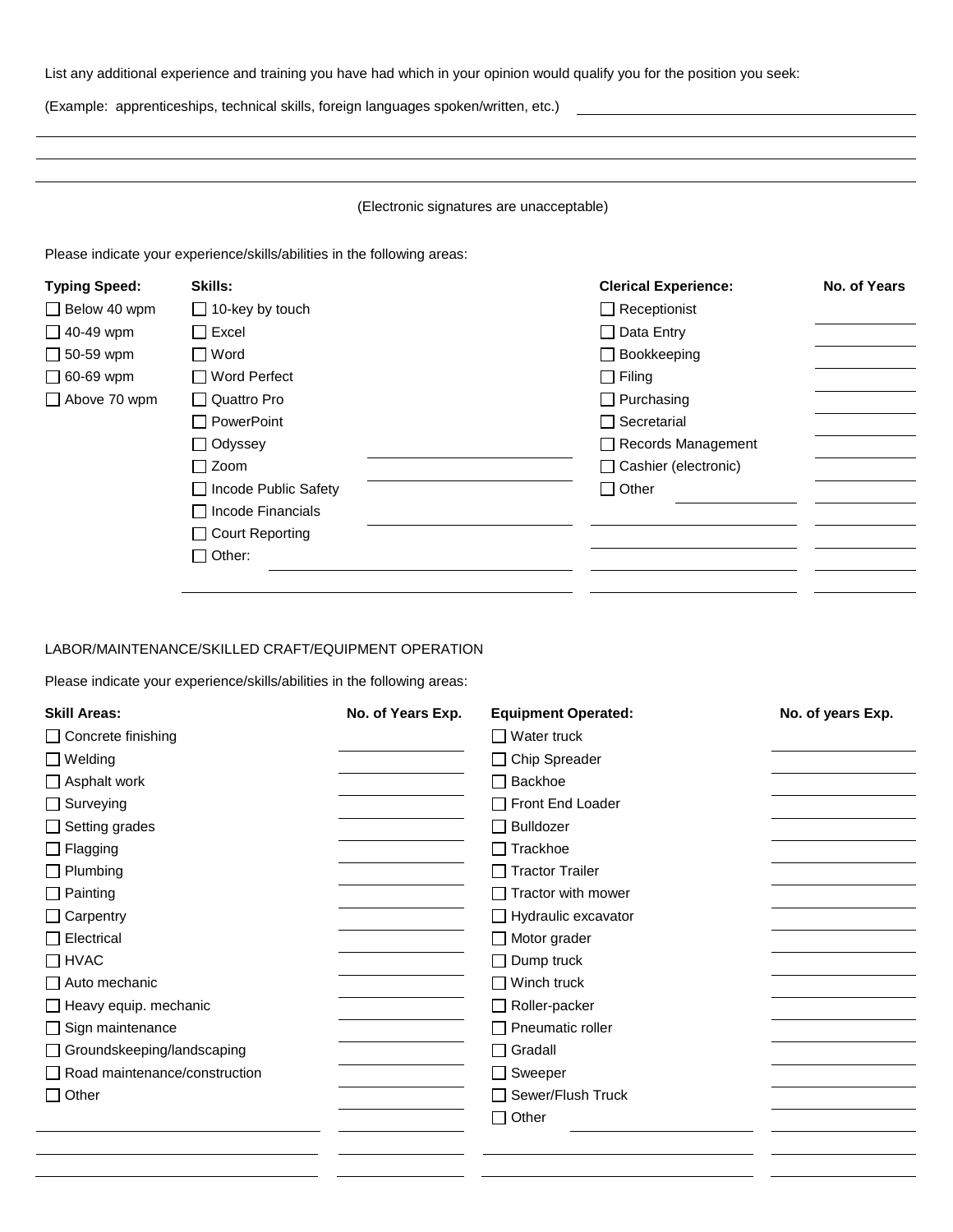List any additional experience and training you have had which in your opinion would qualify you for the position you seek:

(Example: apprenticeships, technical skills, foreign languages spoken/written, etc.) ______________________________

__________________________________________________________________________________

__________________________________________________________________________________

__________________________________________________________________________________

(Electronic signatures are unacceptable)

Please indicate your experience/skills/abilities in the following areas:

| Typing Speed: | Skills: | | Clerical Experience: | No. of Years |
|---|---|---|---|---|
| ☐ Below 40 wpm | ☐ 10-key by touch | | ☐ Receptionist | ______ |
| ☐ 40-49 wpm | ☐ Excel | | ☐ Data Entry | ______ |
| ☐ 50-59 wpm | ☐ Word | | ☐ Bookkeeping | ______ |
| ☐ 60-69 wpm | ☐ Word Perfect | | ☐ Filing | ______ |
| ☐ Above 70 wpm | ☐ Quattro Pro | | ☐ Purchasing | ______ |
| | ☐ PowerPoint | | ☐ Secretarial | ______ |
| | ☐ Odyssey | ______ | ☐ Records Management | ______ |
| | ☐ Zoom | ______ | ☐ Cashier (electronic) | ______ |
| | ☐ Incode Public Safety | | ☐ Other ______ | ______ |
| | ☐ Incode Financials | ______ | ______ | ______ |
| | ☐ Court Reporting | | ______ | ______ |
| | ☐ Other: ______ | ______ | ______ | ______ |
| | ______ | ______ | ______ | ______ |

LABOR/MAINTENANCE/SKILLED CRAFT/EQUIPMENT OPERATION

Please indicate your experience/skills/abilities in the following areas:

| Skill Areas: | No. of Years Exp. | Equipment Operated: | No. of years Exp. |
|---|---|---|---|
| ☐ Concrete finishing | ______ | ☐ Water truck | ______ |
| ☐ Welding | ______ | ☐ Chip Spreader | ______ |
| ☐ Asphalt work | ______ | ☐ Backhoe | ______ |
| ☐ Surveying | ______ | ☐ Front End Loader | ______ |
| ☐ Setting grades | ______ | ☐ Bulldozer | ______ |
| ☐ Flagging | ______ | ☐ Trackhoe | ______ |
| ☐ Plumbing | ______ | ☐ Tractor Trailer | ______ |
| ☐ Painting | ______ | ☐ Tractor with mower | ______ |
| ☐ Carpentry | ______ | ☐ Hydraulic excavator | ______ |
| ☐ Electrical | ______ | ☐ Motor grader | ______ |
| ☐ HVAC | ______ | ☐ Dump truck | ______ |
| ☐ Auto mechanic | ______ | ☐ Winch truck | ______ |
| ☐ Heavy equip. mechanic | ______ | ☐ Roller-packer | ______ |
| ☐ Sign maintenance | ______ | ☐ Pneumatic roller | ______ |
| ☐ Groundskeeping/landscaping | ______ | ☐ Gradall | ______ |
| ☐ Road maintenance/construction | ______ | ☐ Sweeper | ______ |
| ☐ Other | ______ | ☐ Sewer/Flush Truck | ______ |
| | ______ | ☐ Other ______ | ______ |
| ______ | ______ | ______ | ______ |
| ______ | ______ | ______ | ______ |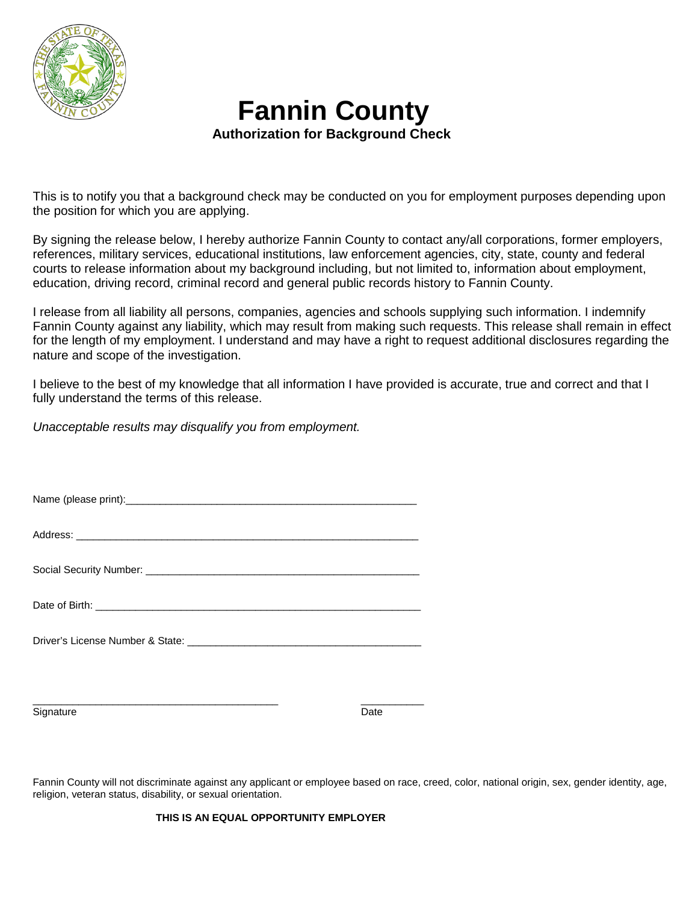# Fannin County

**Authorization for Background Check**

This is to notify you that a background check may be conducted on you for employment purposes depending upon the position for which you are applying.

By signing the release below, I hereby authorize Fannin County to contact any/all corporations, former employers, references, military services, educational institutions, law enforcement agencies, city, state, county and federal courts to release information about my background including, but not limited to, information about employment, education, driving record, criminal record and general public records history to Fannin County.

I release from all liability all persons, companies, agencies and schools supplying such information. I indemnify Fannin County against any liability, which may result from making such requests. This release shall remain in effect for the length of my employment. I understand and may have a right to request additional disclosures regarding the nature and scope of the investigation.

I believe to the best of my knowledge that all information I have provided is accurate, true and correct and that I fully understand the terms of this release.

*Unacceptable results may disqualify you from employment.*

Name (please print):_____________________________________________________

Address: ______________________________________________________________

Social Security Number: __________________________________________________

Date of Birth: __________________________________________________________

Driver's License Number & State: __________________________________________

_____________________________________________ ___________

Signature Date

Fannin County will not discriminate against any applicant or employee based on race, creed, color, national origin, sex, gender identity, age, religion, veteran status, disability, or sexual orientation.

**THIS IS AN EQUAL OPPORTUNITY EMPLOYER**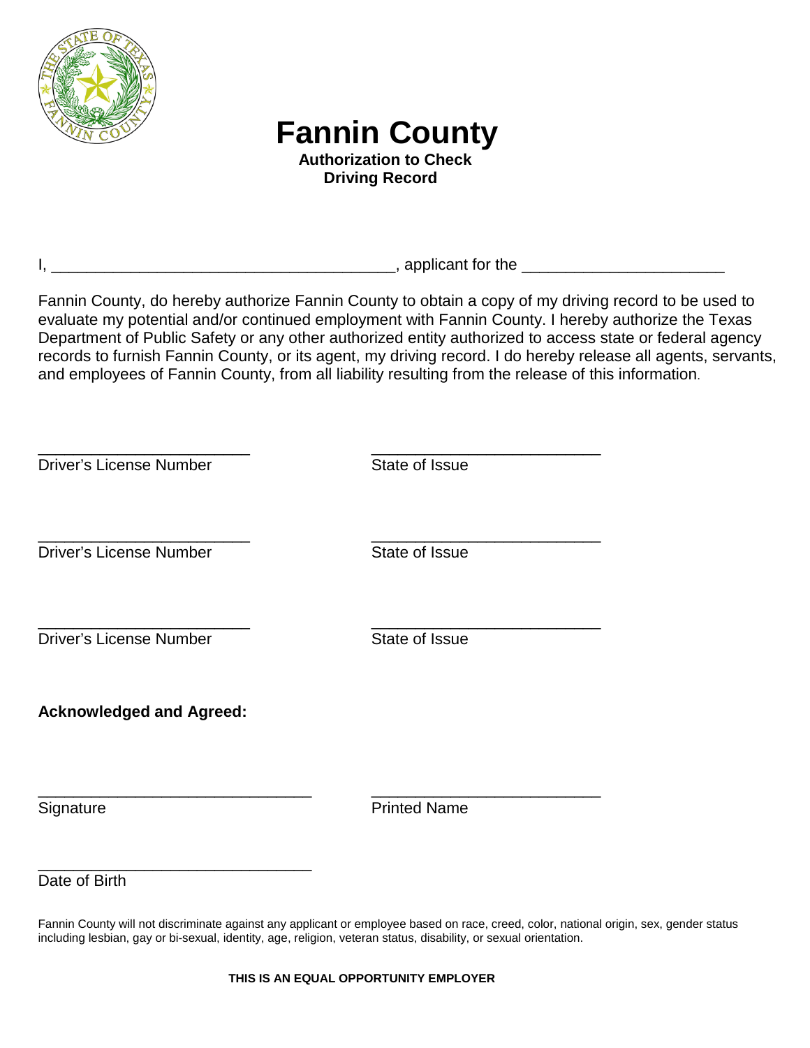# Fannin County

**Authorization to Check Driving Record**

I, _______________________________________, applicant for the ______________________

Fannin County, do hereby authorize Fannin County to obtain a copy of my driving record to be used to evaluate my potential and/or continued employment with Fannin County. I hereby authorize the Texas Department of Public Safety or any other authorized entity authorized to access state or federal agency records to furnish Fannin County, or its agent, my driving record. I do hereby release all agents, servants, and employees of Fannin County, from all liability resulting from the release of this information.

________________________ ________________________

Driver's License Number State of Issue

________________________ ________________________

Driver's License Number State of Issue

________________________ ________________________

Driver's License Number State of Issue

**Acknowledged and Agreed:**

______________________________ ________________________

Signature Printed Name

______________________________

Date of Birth

Fannin County will not discriminate against any applicant or employee based on race, creed, color, national origin, sex, gender status including lesbian, gay or bi-sexual, identity, age, religion, veteran status, disability, or sexual orientation.

**THIS IS AN EQUAL OPPORTUNITY EMPLOYER**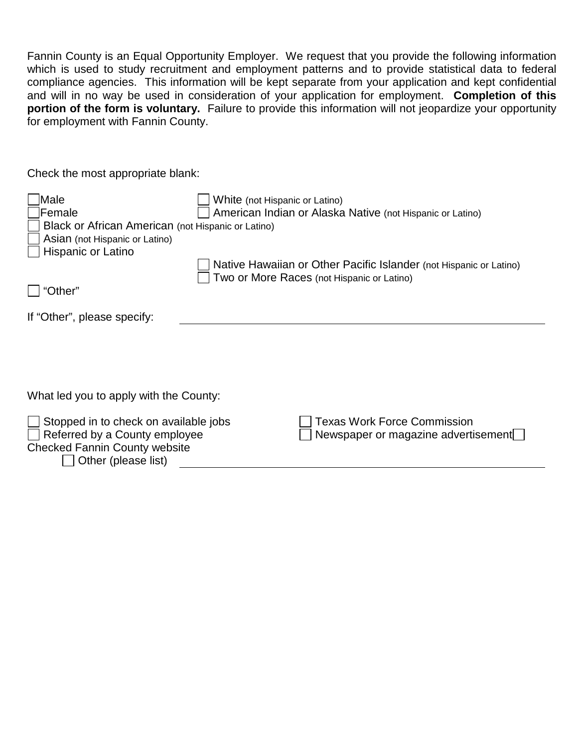Fannin County is an Equal Opportunity Employer. We request that you provide the following information which is used to study recruitment and employment patterns and to provide statistical data to federal compliance agencies. This information will be kept separate from your application and kept confidential and will in no way be used in consideration of your application for employment. **Completion of this portion of the form is voluntary.** Failure to provide this information will not jeopardize your opportunity for employment with Fannin County.

Check the most appropriate blank:

- ☐ Male
- ☐ Female
- ☐ White (not Hispanic or Latino)
- ☐ American Indian or Alaska Native (not Hispanic or Latino)
- ☐ Black or African American (not Hispanic or Latino)
- ☐ Asian (not Hispanic or Latino)
- ☐ Hispanic or Latino
- ☐ Native Hawaiian or Other Pacific Islander (not Hispanic or Latino)
- ☐ Two or More Races (not Hispanic or Latino)
- ☐ "Other"

If "Other", please specify: ______________________________________________

What led you to apply with the County:

- ☐ Stopped in to check on available jobs
- ☐ Texas Work Force Commission
- ☐ Referred by a County employee
- ☐ Newspaper or magazine advertisement
- ☐ Checked Fannin County website
- ☐ Other (please list) ______________________________________________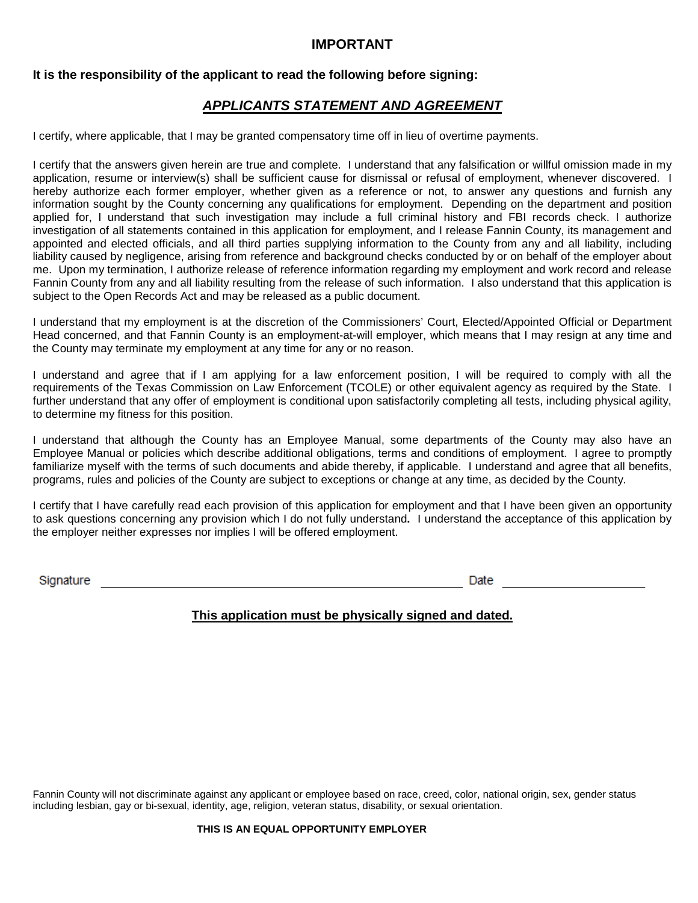# IMPORTANT

**It is the responsibility of the applicant to read the following before signing:**

## ***APPLICANTS STATEMENT AND AGREEMENT***

I certify, where applicable, that I may be granted compensatory time off in lieu of overtime payments.

I certify that the answers given herein are true and complete. I understand that any falsification or willful omission made in my application, resume or interview(s) shall be sufficient cause for dismissal or refusal of employment, whenever discovered. I hereby authorize each former employer, whether given as a reference or not, to answer any questions and furnish any information sought by the County concerning any qualifications for employment. Depending on the department and position applied for, I understand that such investigation may include a full criminal history and FBI records check. I authorize investigation of all statements contained in this application for employment, and I release Fannin County, its management and appointed and elected officials, and all third parties supplying information to the County from any and all liability, including liability caused by negligence, arising from reference and background checks conducted by or on behalf of the employer about me. Upon my termination, I authorize release of reference information regarding my employment and work record and release Fannin County from any and all liability resulting from the release of such information. I also understand that this application is subject to the Open Records Act and may be released as a public document.

I understand that my employment is at the discretion of the Commissioners' Court, Elected/Appointed Official or Department Head concerned, and that Fannin County is an employment-at-will employer, which means that I may resign at any time and the County may terminate my employment at any time for any or no reason.

I understand and agree that if I am applying for a law enforcement position, I will be required to comply with all the requirements of the Texas Commission on Law Enforcement (TCOLE) or other equivalent agency as required by the State. I further understand that any offer of employment is conditional upon satisfactorily completing all tests, including physical agility, to determine my fitness for this position.

I understand that although the County has an Employee Manual, some departments of the County may also have an Employee Manual or policies which describe additional obligations, terms and conditions of employment. I agree to promptly familiarize myself with the terms of such documents and abide thereby, if applicable. I understand and agree that all benefits, programs, rules and policies of the County are subject to exceptions or change at any time, as decided by the County.

I certify that I have carefully read each provision of this application for employment and that I have been given an opportunity to ask questions concerning any provision which I do not fully understand**.** I understand the acceptance of this application by the employer neither expresses nor implies I will be offered employment.

Signature \_\_\_\_\_\_\_\_\_\_\_\_\_\_\_\_\_\_\_\_\_\_\_\_\_\_\_\_\_\_\_\_\_\_\_\_\_\_\_\_\_\_\_\_\_\_ Date \_\_\_\_\_\_\_\_\_\_\_\_\_\_\_\_\_\_\_\_

**<u>This application must be physically signed and dated.</u>**

Fannin County will not discriminate against any applicant or employee based on race, creed, color, national origin, sex, gender status including lesbian, gay or bi-sexual, identity, age, religion, veteran status, disability, or sexual orientation.

**THIS IS AN EQUAL OPPORTUNITY EMPLOYER**